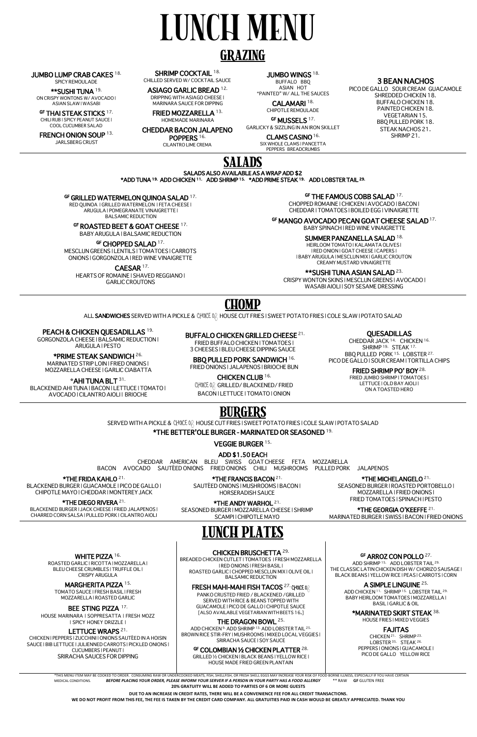# LUNCH MENU

## GRAZING

**JUMBO LUMP CRAB CAKES** 18.
SPICY REMOULADE

****SUSHI TUNA** 19.
ON CRISPY WONTONS W/ AVOCADO | ASIAN SLAW | WASABI

**GF THAI STEAK STICKS** 17.
CHILI RUB | SPICY PEANUT SAUCE | COOL CUCUMBER SALAD

**FRENCH ONION SOUP** 13.
JARLSBERG CRUST

**SHRIMP COCKTAIL** 18.
CHILLED SERVED W/ COCKTAIL SAUCE

**ASIAGO GARLIC BREAD** 12.
DRIPPING WITH ASIAGO CHEESE | MARINARA SAUCE FOR DIPPING

**FRIED MOZZARELLA** 13.
HOMEMADE MARINARA

**CHEDDAR BACON JALAPENO POPPERS** 16.
CILANTRO LIME CREMA

**JUMBO WINGS** 18.
BUFFALO BBQ ASIAN HOT "PAINTED" W/ ALL THE SAUCES

**CALAMARI** 18.
CHIPOTLE REMOULADE

**GF MUSSELS** 17.
GARLICKY & SIZZLING IN AN IRON SKILLET

**CLAMS CASINO** 16.
SIX WHOLE CLAMS | PANCETTA PEPPERS BREADCRUMBS

**3 BEAN NACHOS**
PICO DE GALLO SOUR CREAM GUACAMOLE
SHREDDED CHICKEN 18.
BUFFALO CHICKEN 18.
PAINTED CHICKEN 18.
VEGETARIAN 15.
BBQ PULLED PORK 18.
STEAK NACHOS 21.
SHRIMP 21.

## SALADS

**SALADS ALSO AVAILABLE AS A WRAP ADD $2**
***ADD TUNA 19. ADD CHICKEN 11. ADD SHRIMP 15. *ADD PRIME STEAK 19. ADD LOBSTER TAIL 29.**

**GF GRILLED WATERMELON QUINOA SALAD** 17.
RED QUINOA | GRILLED WATERMELON | FETA CHEESE | ARUGULA | POMEGRANATE VINAIGRETTE | BALSAMIC REDUCTION

**GF ROASTED BEET & GOAT CHEESE** 17.
BABY ARUGULA | BALSAMIC REDUCTION

**GF CHOPPED SALAD** 17.
MESCLUN GREENS | LENTILS | TOMATOES | CARROTS ONIONS | GORGONZOLA | RED WINE VINAIGRETTE

**CAESAR** 17.
HEARTS OF ROMAINE | SHAVED REGGIANO | GARLIC CROUTONS

**GF THE FAMOUS COBB SALAD** 17.
CHOPPED ROMAINE | CHICKEN | AVOCADO | BACON | CHEDDAR | TOMATOES | BOILED EGG | VINAIGRETTE

**GF MANGO AVOCADO PECAN GOAT CHEESE SALAD** 17.
BABY SPINACH | RED WINE VINAIGRETTE

**SUMMER PANZANELLA SALAD** 18.
HEIRLOOM TOMATO | KALAMATA OLIVES | | RED ONION | GOAT CHEESE | CAPERS | | BABY ARUGULA | MESCLUN MIX | GARLIC CROUTON CREAMY MUSTARD VINAIGRETTE

****SUSHI TUNA ASIAN SALAD** 23.
CRISPY WONTON SKINS | MESCLUN GREENS | AVOCADO | WASABI AIOLI | SOY SESAME DRESSING

## CHOMP

ALL **SANDWICHES** SERVED WITH A PICKLE & CHOICE OF HOUSE CUT FRIES | SWEET POTATO FRIES | COLE SLAW | POTATO SALAD

**PEACH & CHICKEN QUESADILLAS** 19.
GORGONZOLA CHEESE | BALSAMIC REDUCTION | ARUGULA | PESTO

***PRIME STEAK SANDWICH** 26.
MARINATED STRIP LOIN | FRIED ONIONS | MOZZARELLA CHEESE | GARLIC CIABATTA

***AHI TUNA BLT** 31.
BLACKENED AHI TUNA | BACON | LETTUCE | TOMATO | AVOCADO | CILANTRO AIOLI | BRIOCHE

**BUFFALO CHICKEN GRILLED CHEESE** 21.
FRIED BUFFALO CHICKEN | TOMATOES | 3 CHEESES | BLEU CHEESE DIPPING SAUCE

**BBQ PULLED PORK SANDWICH** 16.
FRIED ONIONS | JALAPENOS | BRIOCHE BUN

**CHICKEN CLUB** 16.
CHOICE OF GRILLED/ BLACKENED/ FRIED
BACON | LETTUCE | TOMATO | ONION

**QUESADILLAS**
CHEDDAR JACK 14. CHICKEN 16.
SHRIMP 19. STEAK 17.
BBQ PULLED PORK 15. LOBSTER 27.
PICO DE GALLO | SOUR CREAM | TORTILLA CHIPS

**FRIED SHRIMP PO' BOY** 28.
FRIED JUMBO SHRIMP | TOMATOES | LETTUCE | OLD BAY AIOLI | ON A TOASTED HERO

## BURGERS

SERVED WITH A PICKLE & CHOICE OF HOUSE CUT FRIES | SWEET POTATO FRIES | COLE SLAW | POTATO SALAD

***THE BETTER'OLE BURGER - MARINATED OR SEASONED** 19.

**VEGGIE BURGER** 15.

**ADD $1.50 EACH**
CHEDDAR AMERICAN BLEU SWISS GOAT CHEESE FETA MOZZARELLA
BACON AVOCADO SAUTÉED ONIONS FRIED ONIONS CHILI MUSHROOMS PULLED PORK JALAPENOS

***THE FRIDA KAHLO** 21.
BLACKENED BURGER | GUACAMOLE | PICO DE GALLO | CHIPOTLE MAYO | CHEDDAR | MONTEREY JACK

***THE DIEGO RIVERA** 21.
BLACKENED BURGER | JACK CHEESE | FRIED JALAPENOS | CHARRED CORN SALSA | PULLED PORK | CILANTRO AIOLI

***THE FRANCIS BACON** 21.
SAUTÉED ONIONS | MUSHROOMS | BACON | HORSERADISH SAUCE

***THE ANDY WARHOL** 21.
SEASONED BURGER | MOZZARELLA CHEESE | SHRIMP SCAMPI | CHIPOTLE MAYO

***THE MICHELANGELO** 21.
SEASONED BURGER | ROASTED PORTOBELLO | MOZZARELLA | FRIED ONIONS | FRIED TOMATOES | SPINACH | PESTO

***THE GEORGIA O'KEEFFE** 21.
MARINATED BURGER | SWISS | BACON | FRIED ONIONS

## LUNCH PLATES

**WHITE PIZZA** 16.
ROASTED GARLIC | RICOTTA | MOZZARELLA | BLEU CHEESE CRUMBLES | TRUFFLE OIL | CRISPY ARUGULA

**MARGHERITA PIZZA** 15.
TOMATO SAUCE | FRESH BASIL | FRESH MOZZARELLA | ROASTED GARLIC

**BEE STING PIZZA** 17.
HOUSE MARINARA | SOPPRESATTA | FRESH MOZZ | SPICY HONEY DRIZZLE |

**LETTUCE WRAPS** 21.
CHICKEN | PEPPERS | ZUCCHINI | ONIONS SAUTÉED IN A HOISIN SAUCE | BIB LETTUCE | JULIENNED CARROTS | PICKLED ONIONS | CUCUMBERS | PEANUT |
SRIRACHA SAUCES FOR DIPPING

**CHICKEN BRUSCHETTA** 29.
BREADED CHICKEN CUTLET | TOMATOES | FRESH MOZZARELLA | RED ONIONS | FRESH BASIL | ROASTED GARLIC | CHOPPED MESCLUN MIX | OLIVE OIL | BALSAMIC REDUCTION

**FRESH MAHI-MAHI FISH TACOS** 27. CHOICE OF
PANKO CRUSTED FRIED / BLACKENED / GRILLED SERVED WITH RICE & BEANS TOPPED WITH GUACAMOLE | PICO DE GALLO | CHIPOTLE SAUCE [ALSO AVAILABLE VEGETARIAN WITH BEETS 16.]

**THE DRAGON BOWL** 25.
ADD CHICKEN 9. ADD SHRIMP 13. ADD LOBSTER TAIL 25.
BROWN RICE STIR-FRY | MUSHROOMS | MIXED LOCAL VEGGIES | SRIRACHA SAUCE | SOY SAUCE

**GF COLOMBIAN ½ CHICKEN PLATTER** 28.
GRILLED ½ CHICKEN | BLACK BEANS | YELLOW RICE | HOUSE MADE FRIED GREEN PLANTAIN

**GF ARROZ CON POLLO** 27.
ADD SHRIMP 15. ADD LOBSTER TAIL 29.
THE CLASSIC LATIN CHICKEN DISH W/ CHORIZO SAUSAGE | BLACK BEANS | YELLOW RICE | PEAS | CARROTS | CORN

**A SIMPLE LINGUINE** 25.
ADD CHICKEN 11. SHRIMP 15. LOBSTER TAIL 29.
BABY HEIRLOOM TOMATOES | MOZZARELLA | BASIL | GARLIC & OIL

***MARINATED SKIRT STEAK** 38.
HOUSE FRIES | MIXED VEGGIES

**FAJITAS**
CHICKEN 21. SHRIMP 23.
LOBSTER 35. STEAK 26.
PEPPERS | ONIONS | GUACAMOLE | PICO DE GALLO YELLOW RICE

*THIS MENU ITEM MAY BE COOKED TO ORDER. CONSUMING RAW OR UNDERCOOKED MEATS, FISH, SHELLFISH, OR FRESH SHELL EGGS MAY INCREASE YOUR RISK OF FOOD BORNE ILLNESS, ESPECIALLY IF YOU HAVE CERTAIN MEDICAL CONDITIONS. ***BEFORE PLACING YOUR ORDER, PLEASE INFORM YOUR SERVER IF A PERSON IN YOUR PARTY HAS A FOOD ALLERGY*** ** RAW **GF** GLUTEN FREE

**20% GRATUITY WILL BE ADDED TO PARTIES OF 6 OR MORE GUESTS**

**DUE TO AN INCREASE IN CREDIT RATES, THERE WILL BE A CONVENIENCE FEE FOR ALL CREDIT TRANSACTIONS.**

**WE DO NOT PROFIT FROM THIS FEE, THE FEE IS TAKEN BY THE CREDIT CARD COMPANY. ALL GRATUITIES PAID IN CASH WOULD BE GREATLY APPRECIATED. THANK YOU**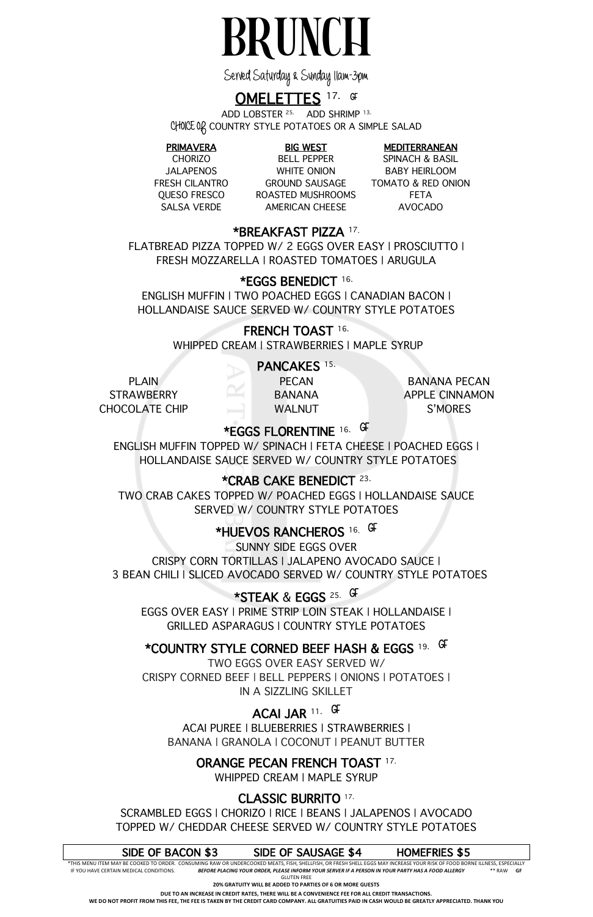# BRUNCH

Served Saturday & Sunday 11am-3pm

## OMELETTES 17. GF

ADD LOBSTER 25. ADD SHRIMP 13.

CHOICE OF COUNTRY STYLE POTATOES OR A SIMPLE SALAD

| PRIMAVERA | BIG WEST | MEDITERRANEAN |
|---|---|---|
| CHORIZO | BELL PEPPER | SPINACH & BASIL |
| JALAPENOS | WHITE ONION | BABY HEIRLOOM |
| FRESH CILANTRO | GROUND SAUSAGE | TOMATO & RED ONION |
| QUESO FRESCO | ROASTED MUSHROOMS | FETA |
| SALSA VERDE | AMERICAN CHEESE | AVOCADO |

## *BREAKFAST PIZZA 17.

FLATBREAD PIZZA TOPPED W/ 2 EGGS OVER EASY | PROSCIUTTO | FRESH MOZZARELLA | ROASTED TOMATOES | ARUGULA

## *EGGS BENEDICT 16.

ENGLISH MUFFIN | TWO POACHED EGGS | CANADIAN BACON | HOLLANDAISE SAUCE SERVED W/ COUNTRY STYLE POTATOES

## FRENCH TOAST 16.

WHIPPED CREAM | STRAWBERRIES | MAPLE SYRUP

## PANCAKES 15.

| | | |
|---|---|---|
| PLAIN | PECAN | BANANA PECAN |
| STRAWBERRY | BANANA | APPLE CINNAMON |
| CHOCOLATE CHIP | WALNUT | S'MORES |

## *EGGS FLORENTINE 16. GF

ENGLISH MUFFIN TOPPED W/ SPINACH | FETA CHEESE | POACHED EGGS | HOLLANDAISE SAUCE SERVED W/ COUNTRY STYLE POTATOES

## *CRAB CAKE BENEDICT 23.

TWO CRAB CAKES TOPPED W/ POACHED EGGS | HOLLANDAISE SAUCE SERVED W/ COUNTRY STYLE POTATOES

## *HUEVOS RANCHEROS 16. GF

SUNNY SIDE EGGS OVER CRISPY CORN TORTILLAS | JALAPENO AVOCADO SAUCE | 3 BEAN CHILI | SLICED AVOCADO SERVED W/ COUNTRY STYLE POTATOES

## *STEAK & EGGS 25. GF

EGGS OVER EASY | PRIME STRIP LOIN STEAK | HOLLANDAISE | GRILLED ASPARAGUS | COUNTRY STYLE POTATOES

## *COUNTRY STYLE CORNED BEEF HASH & EGGS 19. GF

TWO EGGS OVER EASY SERVED W/ CRISPY CORNED BEEF | BELL PEPPERS | ONIONS | POTATOES | IN A SIZZLING SKILLET

## ACAI JAR 11. GF

ACAI PUREE | BLUEBERRIES | STRAWBERRIES | BANANA | GRANOLA | COCONUT | PEANUT BUTTER

## ORANGE PECAN FRENCH TOAST 17.

WHIPPED CREAM | MAPLE SYRUP

## CLASSIC BURRITO 17.

SCRAMBLED EGGS | CHORIZO | RICE | BEANS | JALAPENOS | AVOCADO TOPPED W/ CHEDDAR CHEESE SERVED W/ COUNTRY STYLE POTATOES

**SIDE OF BACON $3** **SIDE OF SAUSAGE $4** **HOMEFRIES $5**

*THIS MENU ITEM MAY BE COOKED TO ORDER. CONSUMING RAW OR UNDERCOOKED MEATS, FISH, SHELLFISH, OR FRESH SHELL EGGS MAY INCREASE YOUR RISK OF FOOD BORNE ILLNESS, ESPECIALLY IF YOU HAVE CERTAIN MEDICAL CONDITIONS. ***BEFORE PLACING YOUR ORDER, PLEASE INFORM YOUR SERVER IF A PERSON IN YOUR PARTY HAS A FOOD ALLERGY*** ** RAW **GF** GLUTEN FREE

**20% GRATUITY WILL BE ADDED TO PARTIES OF 6 OR MORE GUESTS**

**DUE TO AN INCREASE IN CREDIT RATES, THERE WILL BE A CONVENIENCE FEE FOR ALL CREDIT TRANSACTIONS.**

**WE DO NOT PROFIT FROM THIS FEE, THE FEE IS TAKEN BY THE CREDIT CARD COMPANY. ALL GRATUITIES PAID IN CASH WOULD BE GREATLY APPRECIATED. THANK YOU**